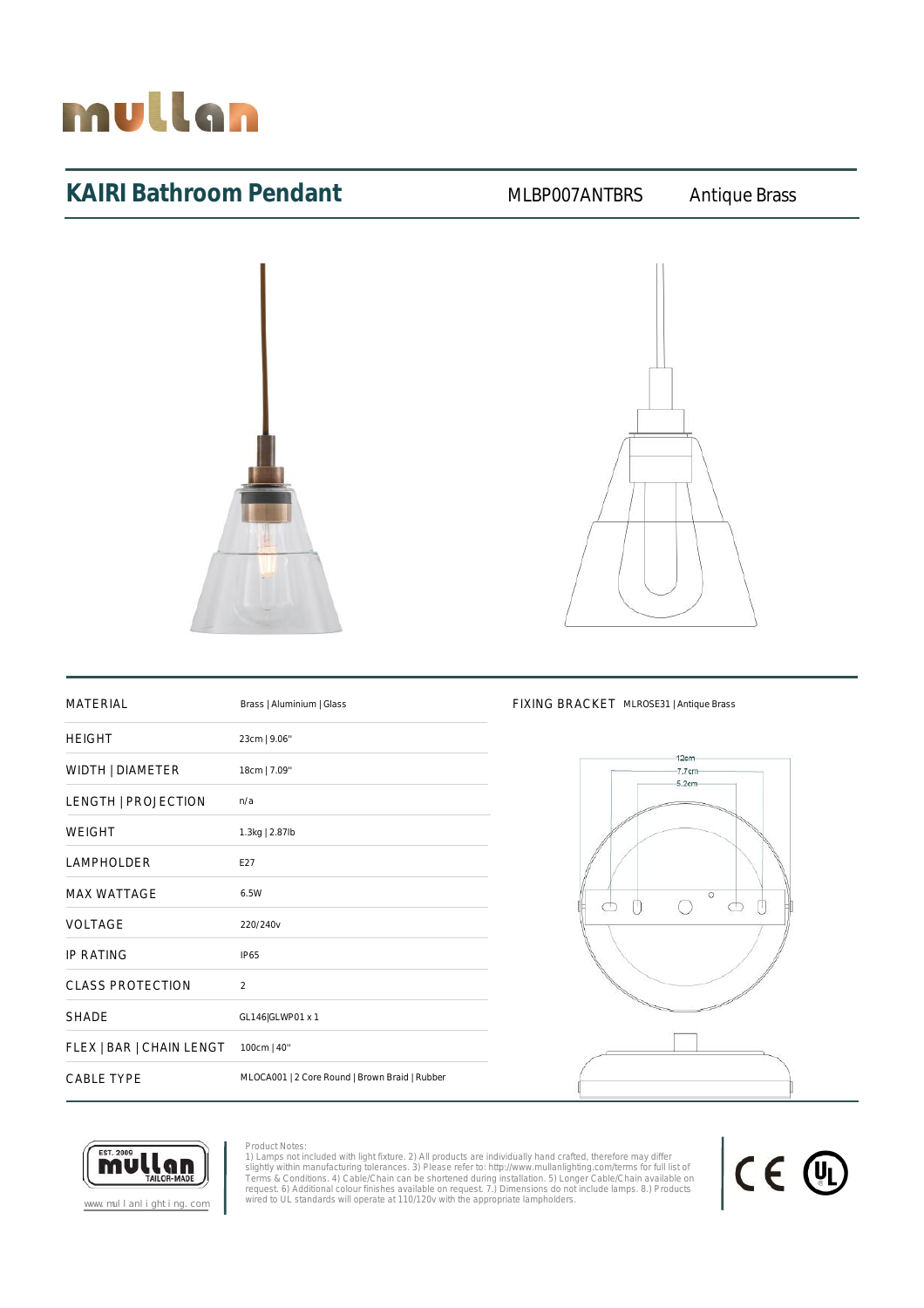# mullan

## KAIRI Bathroom Pendant

MLBP007ANTBRS | Antique Brass

| MATERIAL | Brass \| Aluminium \| Glass |
|---|---|
| HEIGHT | 23cm \| 9.06" |
| WIDTH \| DIAMETER | 18cm \| 7.09" |
| LENGTH \| PROJECTION | n/a |
| WEIGHT | 1.3kg \| 2.87lb |
| LAMPHOLDER | E27 |
| MAX WATTAGE | 6.5W |
| VOLTAGE | 220/240v |
| IP RATING | IP65 |
| CLASS PROTECTION | 2 |
| SHADE | GL146\|GLWP01 x 1 |
| FLEX \| BAR \| CHAIN LENGT | 100cm \| 40" |
| CABLE TYPE | MLOCA001 \| 2 Core Round \| Brown Braid \| Rubber |

FIXING BRACKET MLROSE31 | Antique Brass

12cm
7.7cm
5.2cm

EST. 2009 mullan TAILOR-MADE

www.mullanlighting.com

Product Notes:
1) Lamps not included with light fixture. 2) All products are individually hand crafted, therefore may differ slightly within manufacturing tolerances. 3) Please refer to: http://www.mullanlighting.com/terms for full list of Terms & Conditions. 4) Cable/Chain can be shortened during installation. 5) Longer Cable/Chain available on request. 6) Additional colour finishes available on request. 7.) Dimensions do not include lamps. 8.) Products wired to UL standards will operate at 110/120v with the appropriate lampholders.

CE UL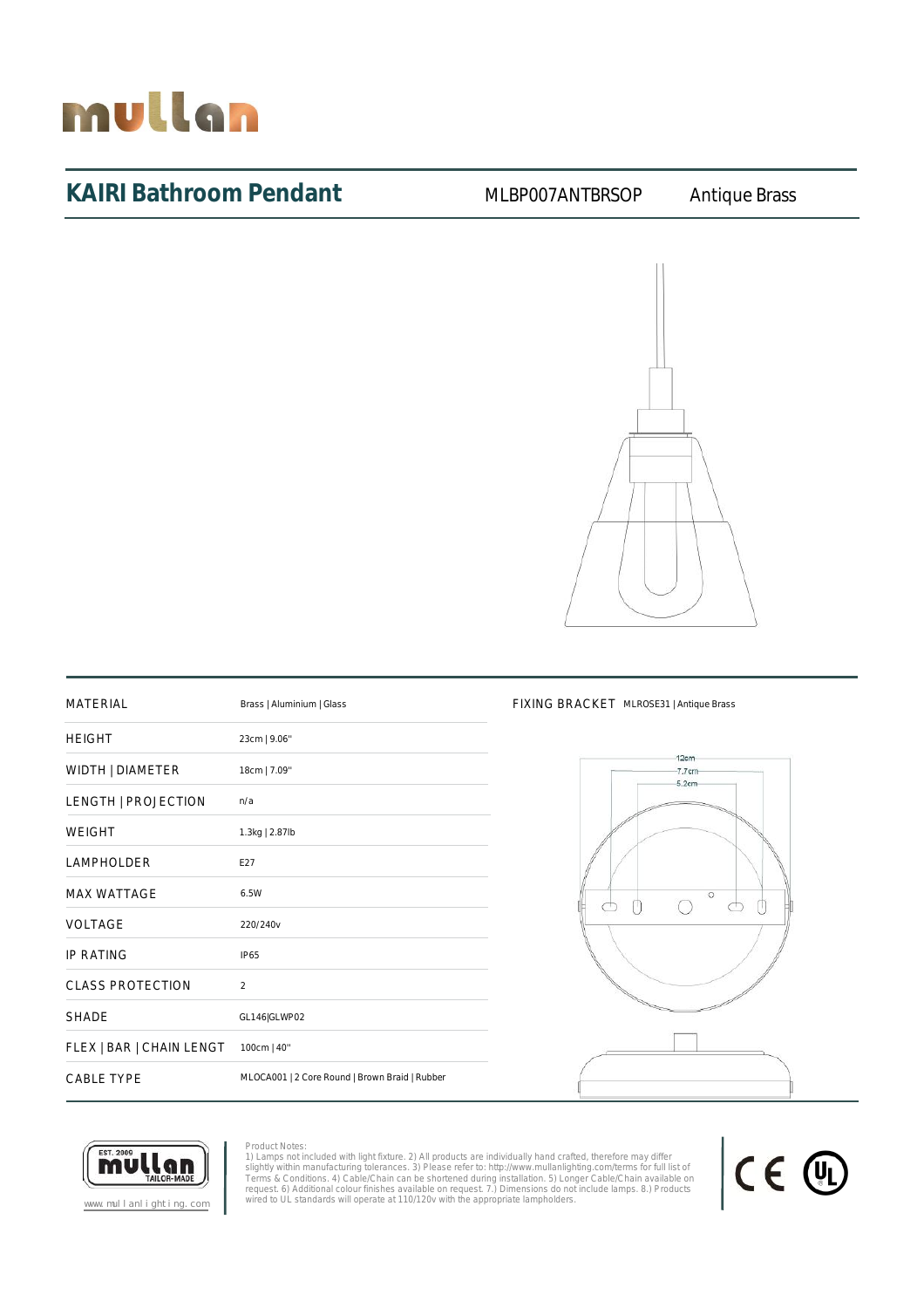# KAIRI Bathroom Pendant

MLBP007ANTBRSOP Antique Brass

| MATERIAL | Brass \| Aluminium \| Glass |
|---|---|
| HEIGHT | 23cm \| 9.06" |
| WIDTH \| DIAMETER | 18cm \| 7.09" |
| LENGTH \| PROJECTION | n/a |
| WEIGHT | 1.3kg \| 2.87lb |
| LAMPHOLDER | E27 |
| MAX WATTAGE | 6.5W |
| VOLTAGE | 220/240v |
| IP RATING | IP65 |
| CLASS PROTECTION | 2 |
| SHADE | GL146\|GLWP02 |
| FLEX \| BAR \| CHAIN LENGT | 100cm \| 40" |
| CABLE TYPE | MLOCA001 \| 2 Core Round \| Brown Braid \| Rubber |

FIXING BRACKET MLROSE31 | Antique Brass

12cm
7.7cm
5.2cm

Product Notes:
1) Lamps not included with light fixture. 2) All products are individually hand crafted, therefore may differ slightly within manufacturing tolerances. 3) Please refer to: http://www.mullanlighting.com/terms for full list of Terms & Conditions. 4) Cable/Chain can be shortened during installation. 5) Longer Cable/Chain available on request. 6) Additional colour finishes available on request. 7.) Dimensions do not include lamps. 8.) Products wired to UL standards will operate at 110/120v with the appropriate lampholders.

www.mullanlighting.com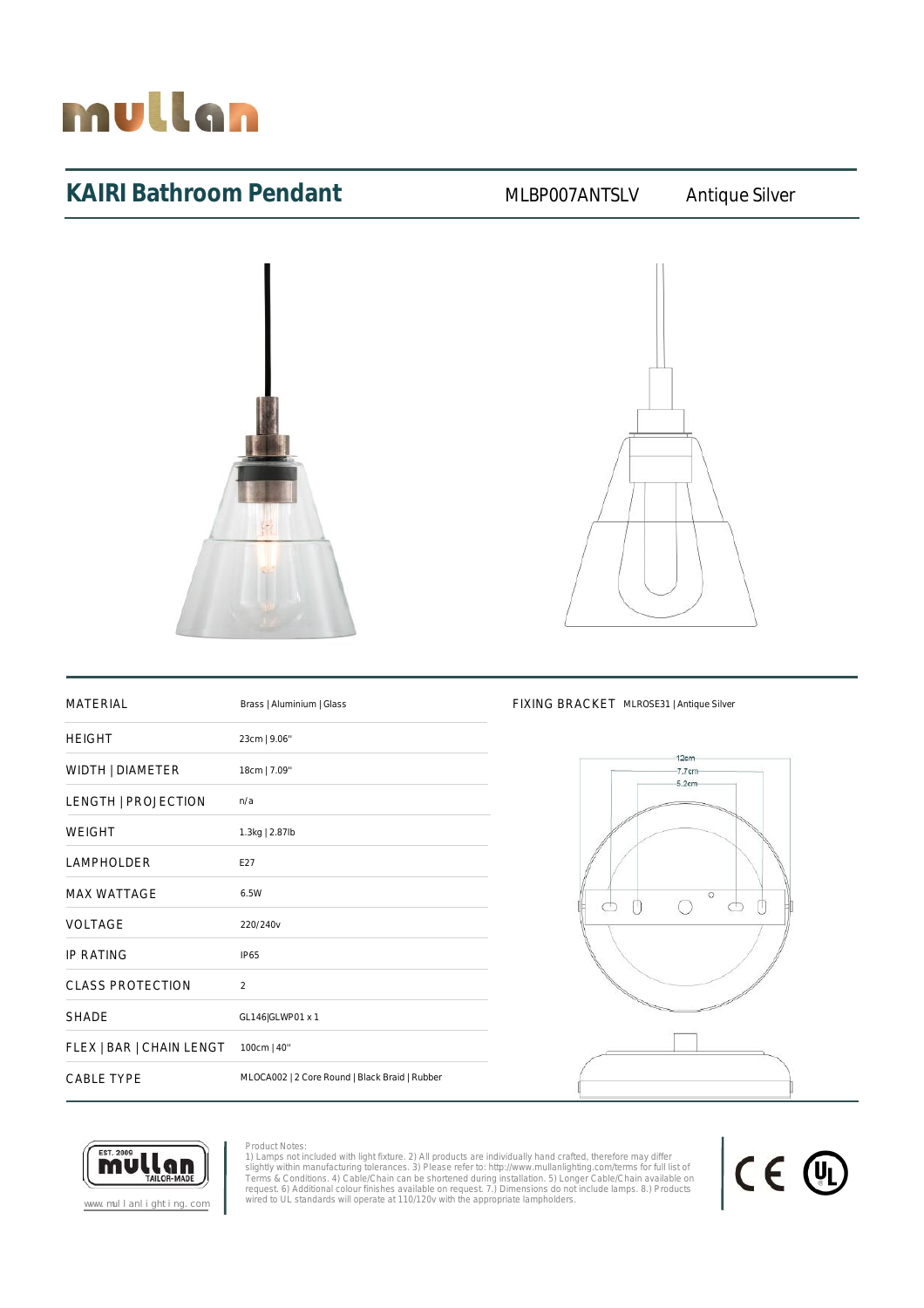# KAIRI Bathroom Pendant

MLBP007ANTSLV Antique Silver

| MATERIAL | Brass \| Aluminium \| Glass |
| --- | --- |
| HEIGHT | 23cm \| 9.06" |
| WIDTH \| DIAMETER | 18cm \| 7.09" |
| LENGTH \| PROJECTION | n/a |
| WEIGHT | 1.3kg \| 2.87lb |
| LAMPHOLDER | E27 |
| MAX WATTAGE | 6.5W |
| VOLTAGE | 220/240v |
| IP RATING | IP65 |
| CLASS PROTECTION | 2 |
| SHADE | GL146\|GLWP01 x 1 |
| FLEX \| BAR \| CHAIN LENGT | 100cm \| 40" |
| CABLE TYPE | MLOCA002 \| 2 Core Round \| Black Braid \| Rubber |

FIXING BRACKET MLROSE31 | Antique Silver

12cm
7.7cm
5.2cm

www.mullanlighting.com

Product Notes:
1) Lamps not included with light fixture. 2) All products are individually hand crafted, therefore may differ slightly within manufacturing tolerances. 3) Please refer to: http://www.mullanlighting.com/terms for full list of Terms & Conditions. 4) Cable/Chain can be shortened during installation. 5) Longer Cable/Chain available on request. 6) Additional colour finishes available on request. 7.) Dimensions do not include lamps. 8.) Products wired to UL standards will operate at 110/120v with the appropriate lampholders.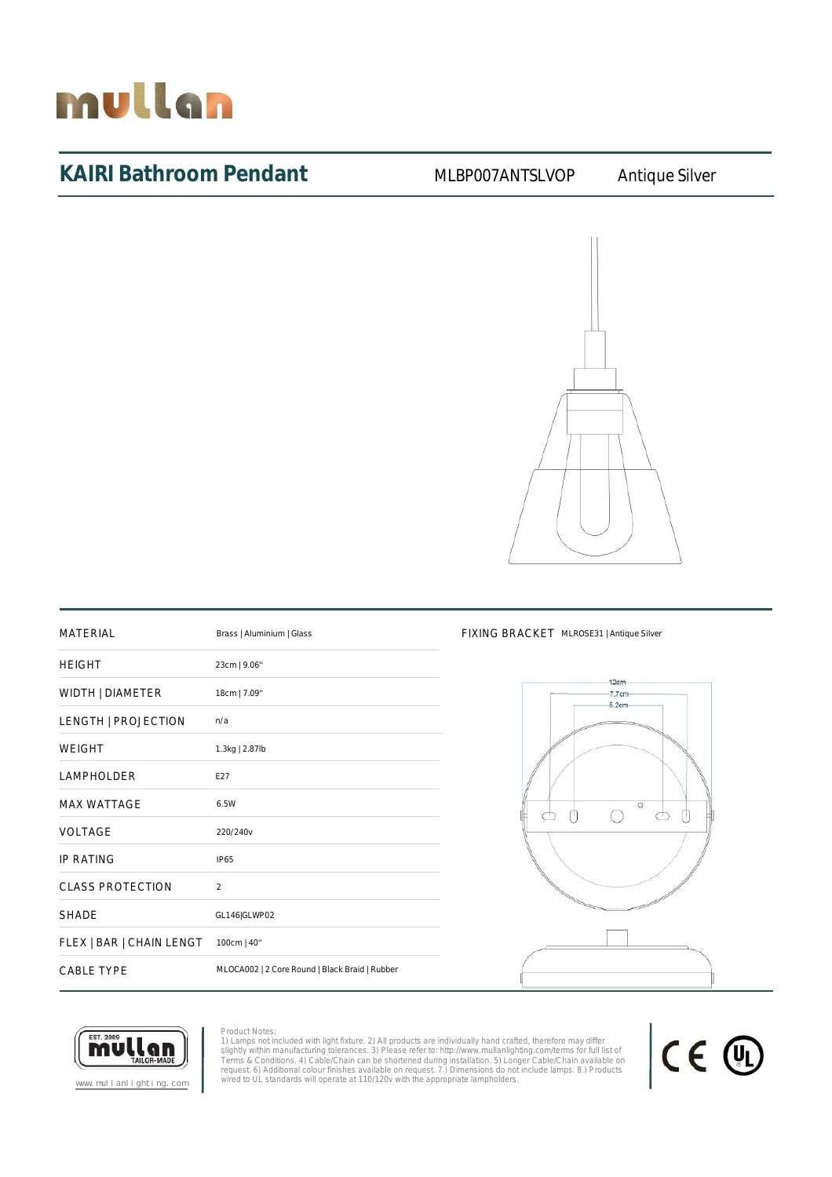# KAIRI Bathroom Pendant

MLBP007ANTSLVOP Antique Silver

| MATERIAL | Brass \| Aluminium \| Glass |
|---|---|
| HEIGHT | 23cm \| 9.06" |
| WIDTH \| DIAMETER | 18cm \| 7.09" |
| LENGTH \| PROJECTION | n/a |
| WEIGHT | 1.3kg \| 2.87lb |
| LAMPHOLDER | E27 |
| MAX WATTAGE | 6.5W |
| VOLTAGE | 220/240v |
| IP RATING | IP65 |
| CLASS PROTECTION | 2 |
| SHADE | GL146\|GLWP02 |
| FLEX \| BAR \| CHAIN LENGT | 100cm \| 40" |
| CABLE TYPE | MLOCA002 \| 2 Core Round \| Black Braid \| Rubber |

FIXING BRACKET MLROSE31 | Antique Silver

12cm
7.7cm
5.2cm

www.mullanlighting.com

Product Notes:
1) Lamps not included with light fixture. 2) All products are individually hand crafted, therefore may differ slightly within manufacturing tolerances. 3) Please refer to: http://www.mullanlighting.com/terms for full list of Terms & Conditions. 4) Cable/Chain can be shortened during installation. 5) Longer Cable/Chain available on request. 6) Additional colour finishes available on request. 7.) Dimensions do not include lamps. 8.) Products wired to UL standards will operate at 110/120v with the appropriate lampholders.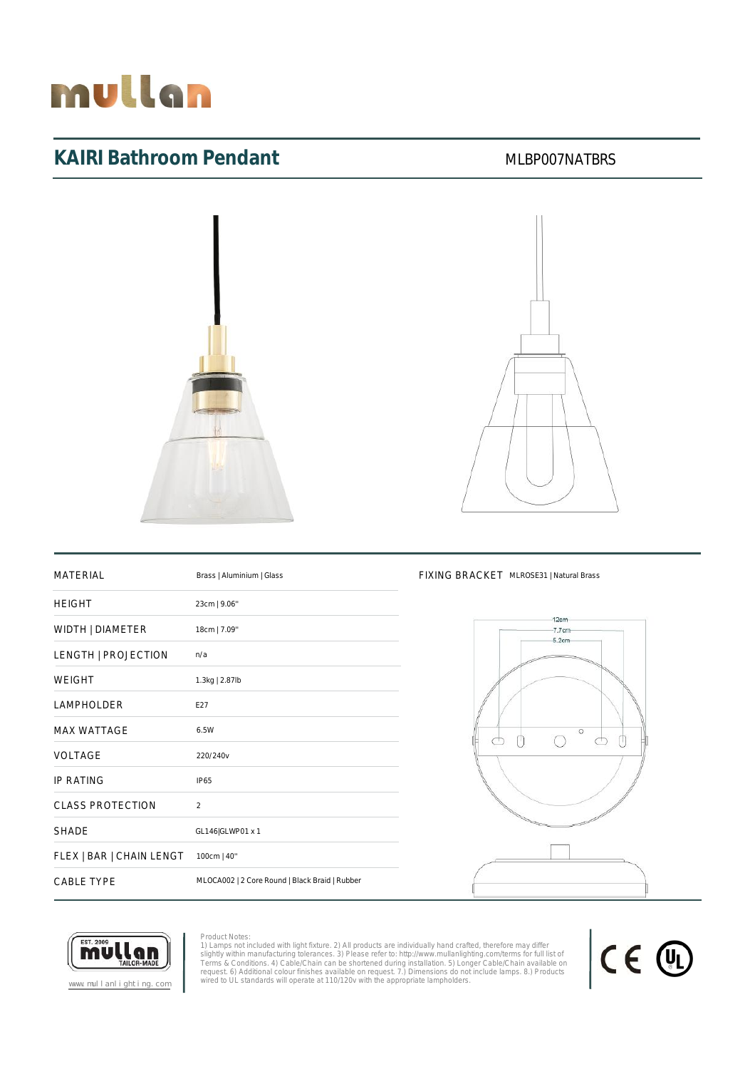# KAIRI Bathroom Pendant

MLBP007NATBRS

| MATERIAL | Brass \| Aluminium \| Glass |
|---|---|
| HEIGHT | 23cm \| 9.06" |
| WIDTH \| DIAMETER | 18cm \| 7.09" |
| LENGTH \| PROJECTION | n/a |
| WEIGHT | 1.3kg \| 2.87lb |
| LAMPHOLDER | E27 |
| MAX WATTAGE | 6.5W |
| VOLTAGE | 220/240v |
| IP RATING | IP65 |
| CLASS PROTECTION | 2 |
| SHADE | GL146\|GLWP01 x 1 |
| FLEX \| BAR \| CHAIN LENGT | 100cm \| 40" |
| CABLE TYPE | MLOCA002 \| 2 Core Round \| Black Braid \| Rubber |

FIXING BRACKET MLROSE31 | Natural Brass

12cm
7.7cm
5.2cm

www.mullanlighting.com

Product Notes:
1) Lamps not included with light fixture. 2) All products are individually hand crafted, therefore may differ slightly within manufacturing tolerances. 3) Please refer to: http://www.mullanlighting.com/terms for full list of Terms & Conditions. 4) Cable/Chain can be shortened during installation. 5) Longer Cable/Chain available on request. 6) Additional colour finishes available on request. 7.) Dimensions do not include lamps. 8.) Products wired to UL standards will operate at 110/120v with the appropriate lampholders.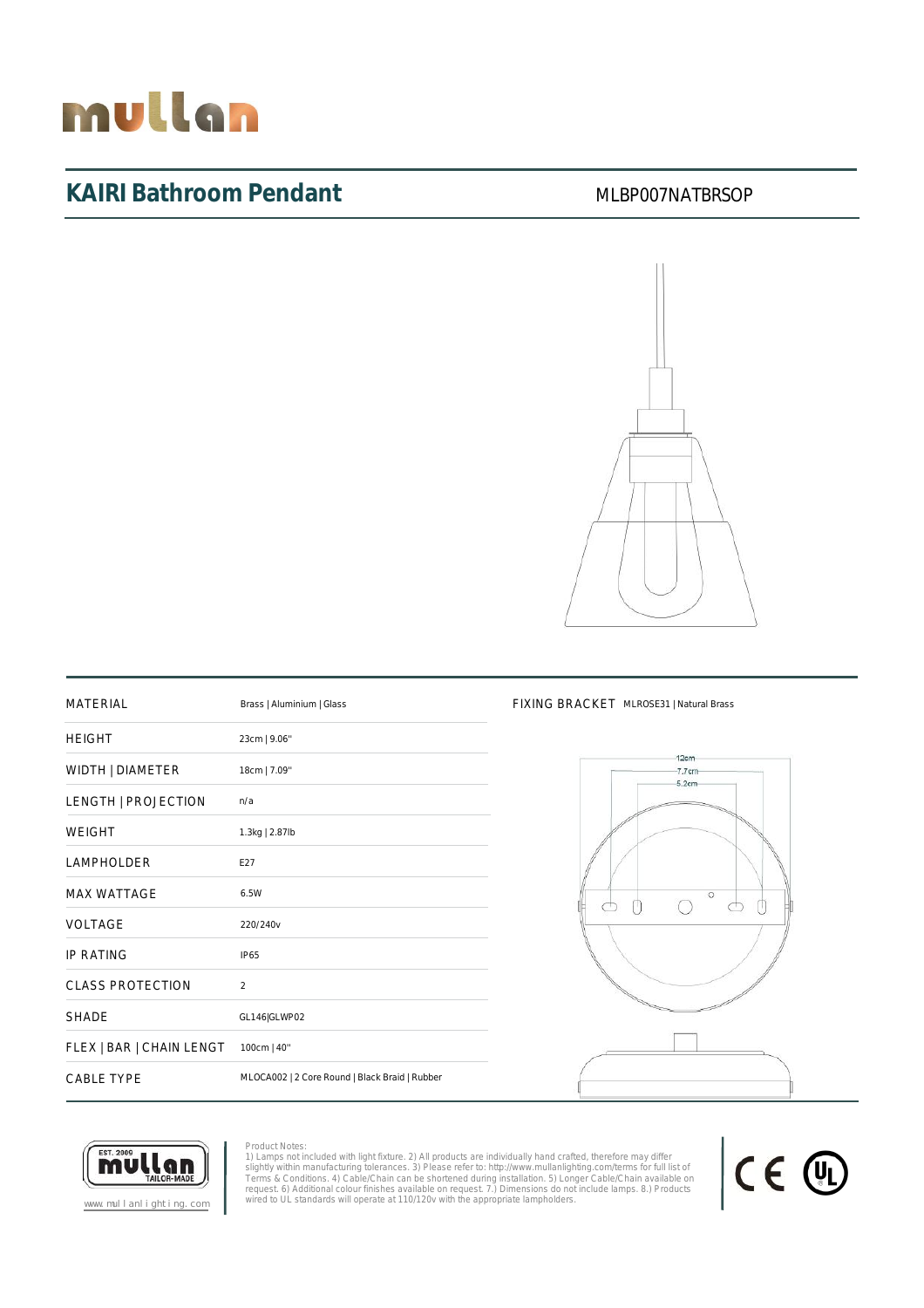# KAIRI Bathroom Pendant

MLBP007NATBRSOP

| MATERIAL | Brass \| Aluminium \| Glass |
|---|---|
| HEIGHT | 23cm \| 9.06" |
| WIDTH \| DIAMETER | 18cm \| 7.09" |
| LENGTH \| PROJECTION | n/a |
| WEIGHT | 1.3kg \| 2.87lb |
| LAMPHOLDER | E27 |
| MAX WATTAGE | 6.5W |
| VOLTAGE | 220/240v |
| IP RATING | IP65 |
| CLASS PROTECTION | 2 |
| SHADE | GL146\|GLWP02 |
| FLEX \| BAR \| CHAIN LENGT | 100cm \| 40" |
| CABLE TYPE | MLOCA002 \| 2 Core Round \| Black Braid \| Rubber |

FIXING BRACKET MLROSE31 | Natural Brass

12cm
7.7cm
5.2cm

www.mullanlighting.com

Product Notes:
1) Lamps not included with light fixture. 2) All products are individually hand crafted, therefore may differ slightly within manufacturing tolerances. 3) Please refer to: http://www.mullanlighting.com/terms for full list of Terms & Conditions. 4) Cable/Chain can be shortened during installation. 5) Longer Cable/Chain available on request. 6) Additional colour finishes available on request. 7.) Dimensions do not include lamps. 8.) Products wired to UL standards will operate at 110/120v with the appropriate lampholders.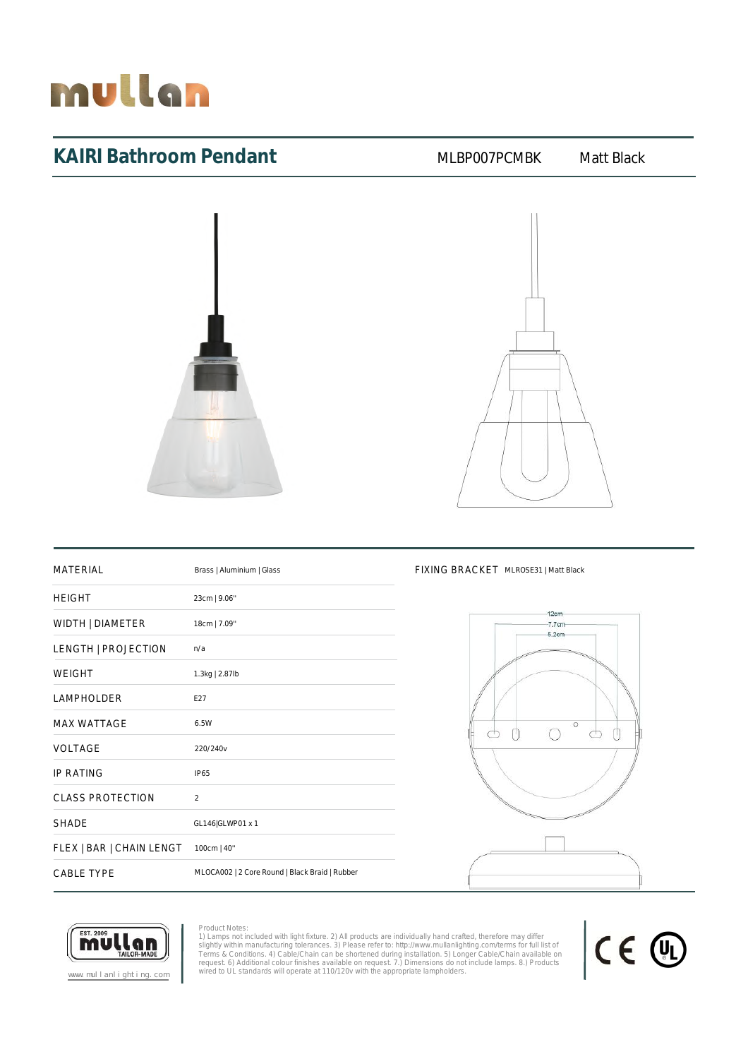# KAIRI Bathroom Pendant

MLBP007PCMBK Matt Black

| MATERIAL | Brass \| Aluminium \| Glass |
|---|---|
| HEIGHT | 23cm \| 9.06" |
| WIDTH \| DIAMETER | 18cm \| 7.09" |
| LENGTH \| PROJECTION | n/a |
| WEIGHT | 1.3kg \| 2.87lb |
| LAMPHOLDER | E27 |
| MAX WATTAGE | 6.5W |
| VOLTAGE | 220/240v |
| IP RATING | IP65 |
| CLASS PROTECTION | 2 |
| SHADE | GL146\|GLWP01 x 1 |
| FLEX \| BAR \| CHAIN LENGT | 100cm \| 40" |
| CABLE TYPE | MLOCA002 \| 2 Core Round \| Black Braid \| Rubber |

FIXING BRACKET MLROSE31 | Matt Black

12cm
7.7cm
5.2cm

www.mullanlighting.com

Product Notes:
1) Lamps not included with light fixture. 2) All products are individually hand crafted, therefore may differ slightly within manufacturing tolerances. 3) Please refer to: http://www.mullanlighting.com/terms for full list of Terms & Conditions. 4) Cable/Chain can be shortened during installation. 5) Longer Cable/Chain available on request. 6) Additional colour finishes available on request. 7.) Dimensions do not include lamps. 8.) Products wired to UL standards will operate at 110/120v with the appropriate lampholders.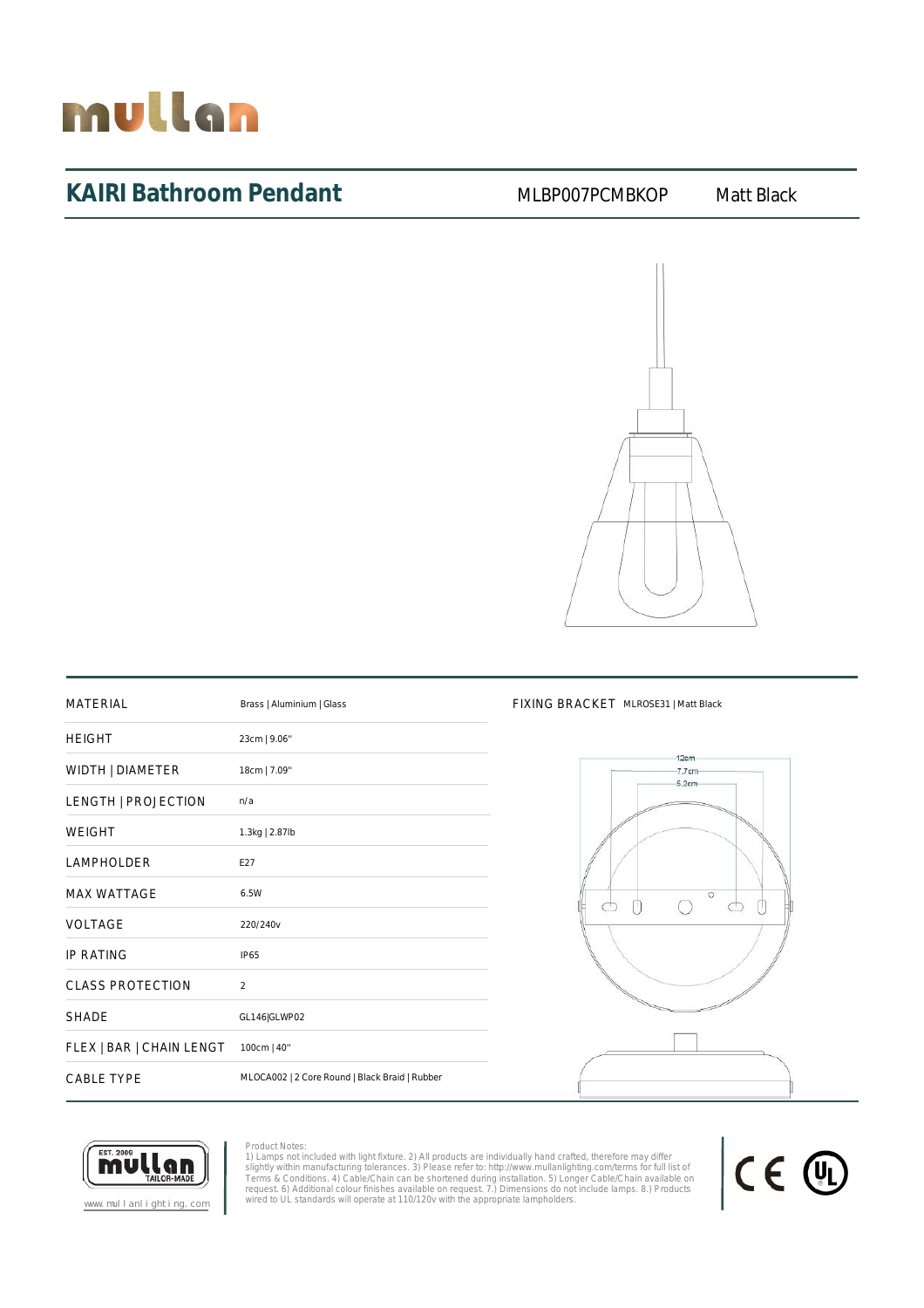# KAIRI Bathroom Pendant

MLBP007PCMBKOP Matt Black

| MATERIAL | Brass \| Aluminium \| Glass |
|---|---|
| HEIGHT | 23cm \| 9.06" |
| WIDTH \| DIAMETER | 18cm \| 7.09" |
| LENGTH \| PROJECTION | n/a |
| WEIGHT | 1.3kg \| 2.87lb |
| LAMPHOLDER | E27 |
| MAX WATTAGE | 6.5W |
| VOLTAGE | 220/240v |
| IP RATING | IP65 |
| CLASS PROTECTION | 2 |
| SHADE | GL146\|GLWP02 |
| FLEX \| BAR \| CHAIN LENGT | 100cm \| 40" |
| CABLE TYPE | MLOCA002 \| 2 Core Round \| Black Braid \| Rubber |

FIXING BRACKET MLROSE31 | Matt Black

12cm
7.7cm
5.2cm

www.mullanlighting.com

Product Notes:
1) Lamps not included with light fixture. 2) All products are individually hand crafted, therefore may differ slightly within manufacturing tolerances. 3) Please refer to: http://www.mullanlighting.com/terms for full list of Terms & Conditions. 4) Cable/Chain can be shortened during installation. 5) Longer Cable/Chain available on request. 6) Additional colour finishes available on request. 7.) Dimensions do not include lamps. 8.) Products wired to UL standards will operate at 110/120v with the appropriate lampholders.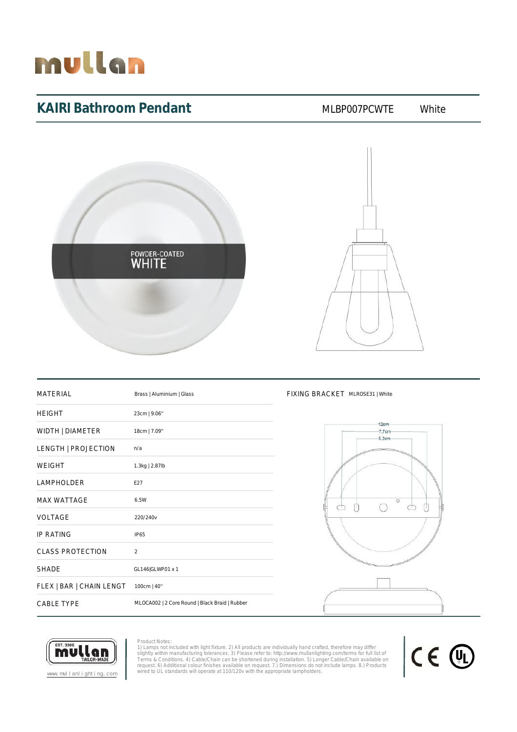mullan

## KAIRI Bathroom Pendant

MLBP007PCWTE White

POWDER-COATED WHITE

| MATERIAL | Brass \| Aluminium \| Glass |
|---|---|
| HEIGHT | 23cm \| 9.06" |
| WIDTH \| DIAMETER | 18cm \| 7.09" |
| LENGTH \| PROJECTION | n/a |
| WEIGHT | 1.3kg \| 2.87lb |
| LAMPHOLDER | E27 |
| MAX WATTAGE | 6.5W |
| VOLTAGE | 220/240v |
| IP RATING | IP65 |
| CLASS PROTECTION | 2 |
| SHADE | GL146\|GLWP01 x 1 |
| FLEX \| BAR \| CHAIN LENGT | 100cm \| 40" |
| CABLE TYPE | MLOCA002 \| 2 Core Round \| Black Braid \| Rubber |

FIXING BRACKET MLROSE31 | White

12cm
7.7cm
5.2cm

EST. 2009 mullan TAILOR-MADE

www.mullanlighting.com

Product Notes:
1) Lamps not included with light fixture. 2) All products are individually hand crafted, therefore may differ slightly within manufacturing tolerances. 3) Please refer to: http://www.mullanlighting.com/terms for full list of Terms & Conditions. 4) Cable/Chain can be shortened during installation. 5) Longer Cable/Chain available on request. 6) Additional colour finishes available on request. 7.) Dimensions do not include lamps. 8.) Products wired to UL standards will operate at 110/120v with the appropriate lampholders.

CE UL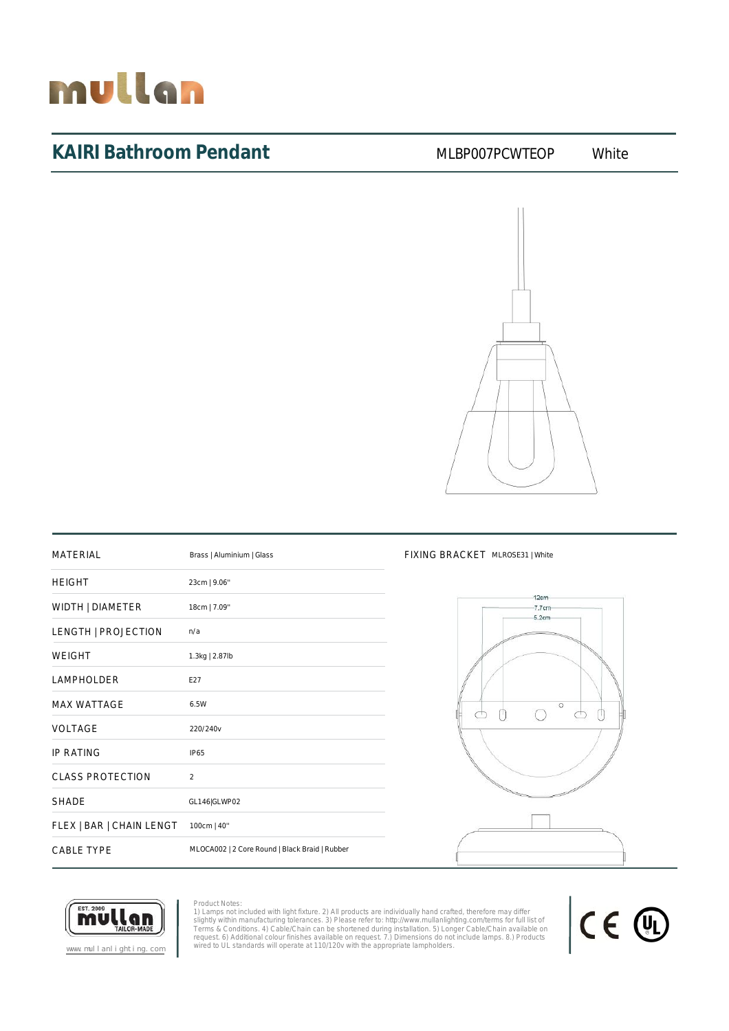# KAIRI Bathroom Pendant

MLBP007PCWTEOP White

| MATERIAL | Brass \| Aluminium \| Glass |
|---|---|
| HEIGHT | 23cm \| 9.06" |
| WIDTH \| DIAMETER | 18cm \| 7.09" |
| LENGTH \| PROJECTION | n/a |
| WEIGHT | 1.3kg \| 2.87lb |
| LAMPHOLDER | E27 |
| MAX WATTAGE | 6.5W |
| VOLTAGE | 220/240v |
| IP RATING | IP65 |
| CLASS PROTECTION | 2 |
| SHADE | GL146\|GLWP02 |
| FLEX \| BAR \| CHAIN LENGT | 100cm \| 40" |
| CABLE TYPE | MLOCA002 \| 2 Core Round \| Black Braid \| Rubber |

FIXING BRACKET MLROSE31 | White

12cm
7.7cm
5.2cm

www.mullanlighting.com

Product Notes:
1) Lamps not included with light fixture. 2) All products are individually hand crafted, therefore may differ slightly within manufacturing tolerances. 3) Please refer to: http://www.mullanlighting.com/terms for full list of Terms & Conditions. 4) Cable/Chain can be shortened during installation. 5) Longer Cable/Chain available on request. 6) Additional colour finishes available on request. 7.) Dimensions do not include lamps. 8.) Products wired to UL standards will operate at 110/120v with the appropriate lampholders.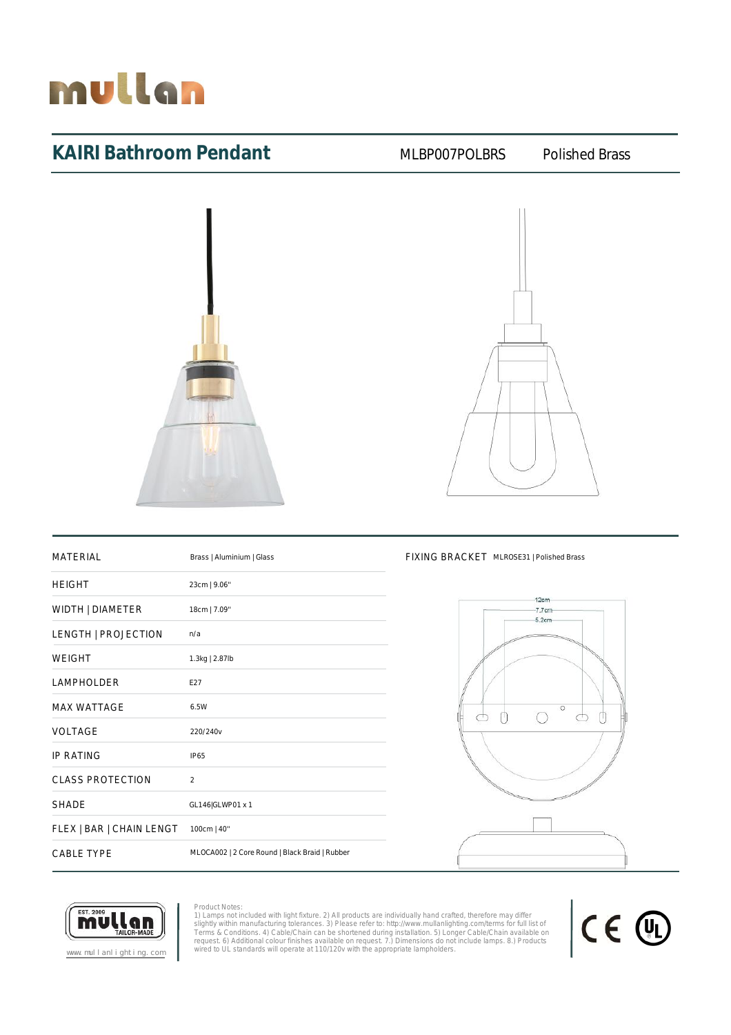# KAIRI Bathroom Pendant

MLBP007POLBRS Polished Brass

| MATERIAL | Brass \| Aluminium \| Glass |
|---|---|
| HEIGHT | 23cm \| 9.06" |
| WIDTH \| DIAMETER | 18cm \| 7.09" |
| LENGTH \| PROJECTION | n/a |
| WEIGHT | 1.3kg \| 2.87lb |
| LAMPHOLDER | E27 |
| MAX WATTAGE | 6.5W |
| VOLTAGE | 220/240v |
| IP RATING | IP65 |
| CLASS PROTECTION | 2 |
| SHADE | GL146\|GLWP01 x 1 |
| FLEX \| BAR \| CHAIN LENGT | 100cm \| 40" |
| CABLE TYPE | MLOCA002 \| 2 Core Round \| Black Braid \| Rubber |

FIXING BRACKET MLROSE31 | Polished Brass

12cm
7.7cm
5.2cm

www.mullanlighting.com

Product Notes:
1) Lamps not included with light fixture. 2) All products are individually hand crafted, therefore may differ slightly within manufacturing tolerances. 3) Please refer to: http://www.mullanlighting.com/terms for full list of Terms & Conditions. 4) Cable/Chain can be shortened during installation. 5) Longer Cable/Chain available on request. 6) Additional colour finishes available on request. 7.) Dimensions do not include lamps. 8.) Products wired to UL standards will operate at 110/120v with the appropriate lampholders.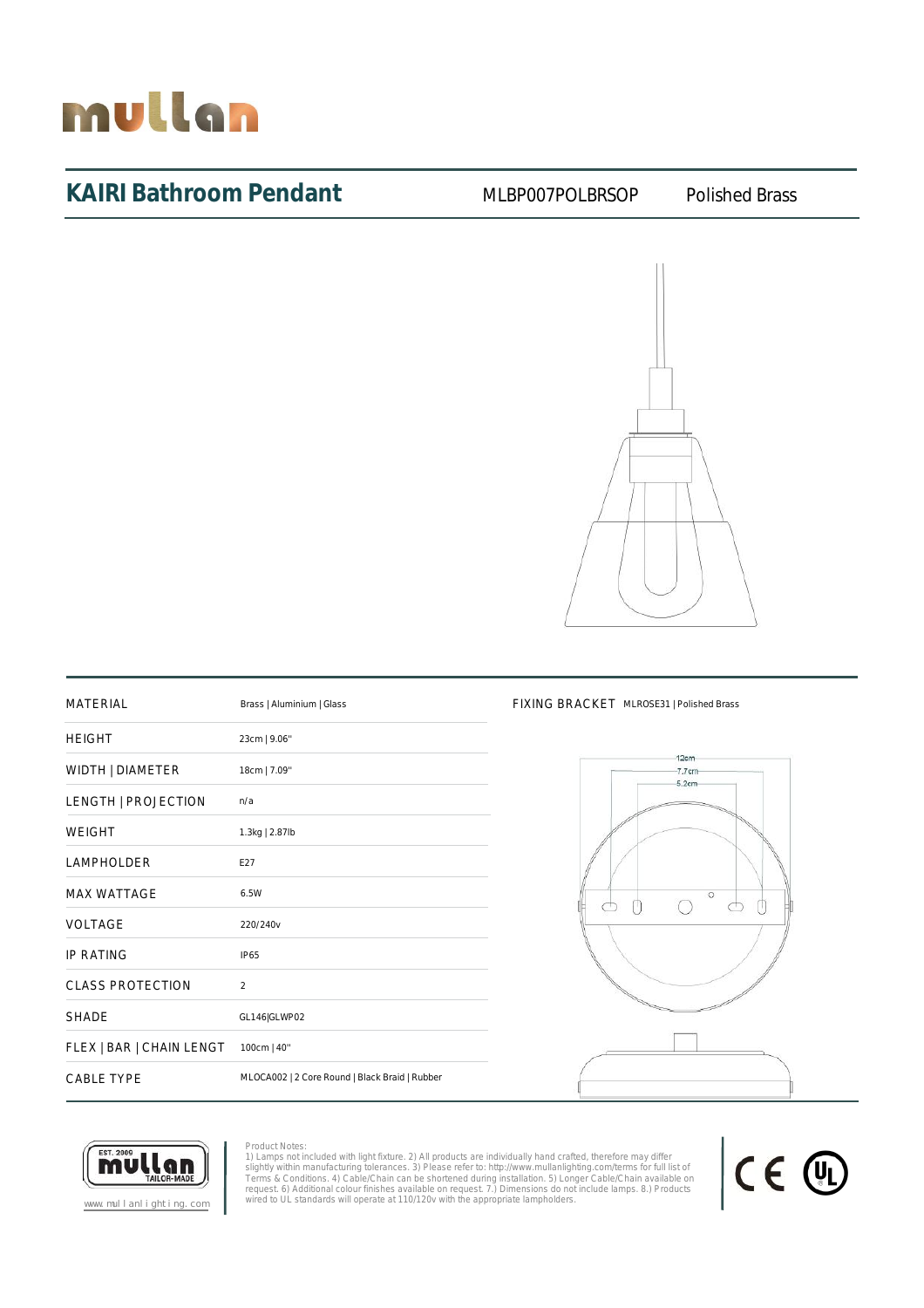# KAIRI Bathroom Pendant

MLBP007POLBRSOP Polished Brass

| MATERIAL | Brass \| Aluminium \| Glass |
|---|---|
| HEIGHT | 23cm \| 9.06" |
| WIDTH \| DIAMETER | 18cm \| 7.09" |
| LENGTH \| PROJECTION | n/a |
| WEIGHT | 1.3kg \| 2.87lb |
| LAMPHOLDER | E27 |
| MAX WATTAGE | 6.5W |
| VOLTAGE | 220/240v |
| IP RATING | IP65 |
| CLASS PROTECTION | 2 |
| SHADE | GL146\|GLWP02 |
| FLEX \| BAR \| CHAIN LENGT | 100cm \| 40" |
| CABLE TYPE | MLOCA002 \| 2 Core Round \| Black Braid \| Rubber |

FIXING BRACKET MLROSE31 | Polished Brass

12cm
7.7cm
5.2cm

www.mullanlighting.com

Product Notes:
1) Lamps not included with light fixture. 2) All products are individually hand crafted, therefore may differ slightly within manufacturing tolerances. 3) Please refer to: http://www.mullanlighting.com/terms for full list of Terms & Conditions. 4) Cable/Chain can be shortened during installation. 5) Longer Cable/Chain available on request. 6) Additional colour finishes available on request. 7.) Dimensions do not include lamps. 8.) Products wired to UL standards will operate at 110/120v with the appropriate lampholders.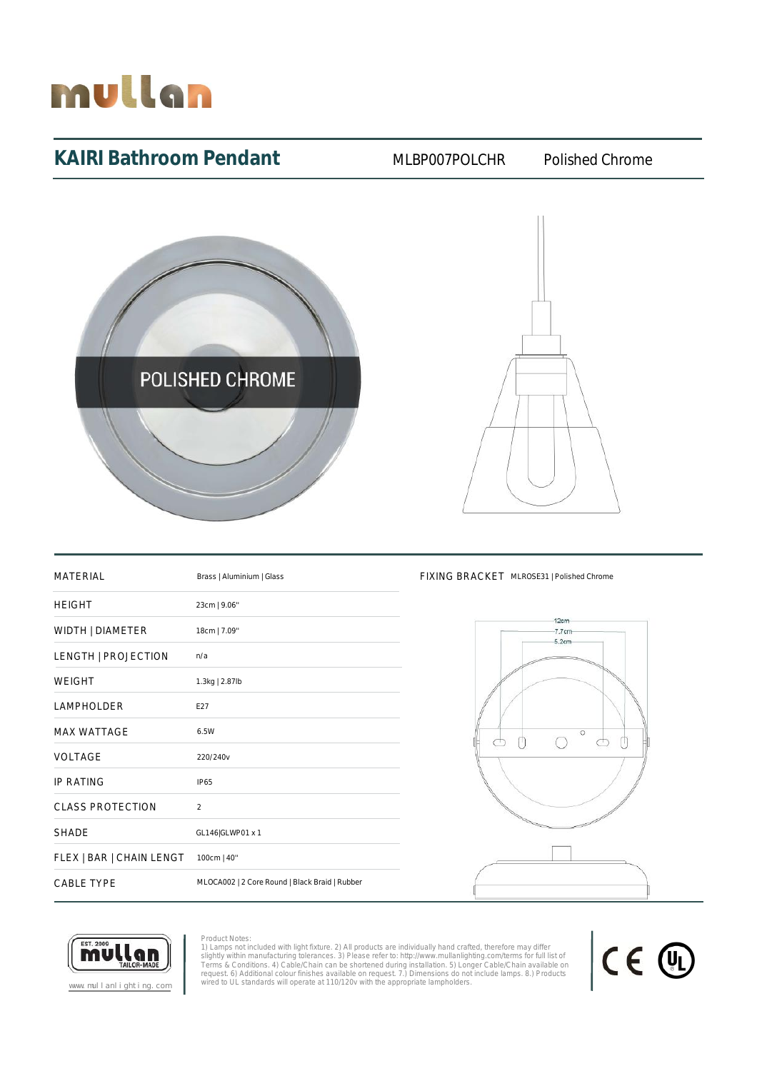# KAIRI Bathroom Pendant

MLBP007POLCHR Polished Chrome

POLISHED CHROME

| | |
|---|---|
| MATERIAL | Brass \| Aluminium \| Glass |
| HEIGHT | 23cm \| 9.06" |
| WIDTH \| DIAMETER | 18cm \| 7.09" |
| LENGTH \| PROJECTION | n/a |
| WEIGHT | 1.3kg \| 2.87lb |
| LAMPHOLDER | E27 |
| MAX WATTAGE | 6.5W |
| VOLTAGE | 220/240v |
| IP RATING | IP65 |
| CLASS PROTECTION | 2 |
| SHADE | GL146\|GLWP01 x 1 |
| FLEX \| BAR \| CHAIN LENGT | 100cm \| 40" |
| CABLE TYPE | MLOCA002 \| 2 Core Round \| Black Braid \| Rubber |

FIXING BRACKET MLROSE31 | Polished Chrome

12cm
7.7cm
5.2cm

www.mullanlighting.com

Product Notes:
1) Lamps not included with light fixture. 2) All products are individually hand crafted, therefore may differ slightly within manufacturing tolerances. 3) Please refer to: http://www.mullanlighting.com/terms for full list of Terms & Conditions. 4) Cable/Chain can be shortened during installation. 5) Longer Cable/Chain available on request. 6) Additional colour finishes available on request. 7.) Dimensions do not include lamps. 8.) Products wired to UL standards will operate at 110/120v with the appropriate lampholders.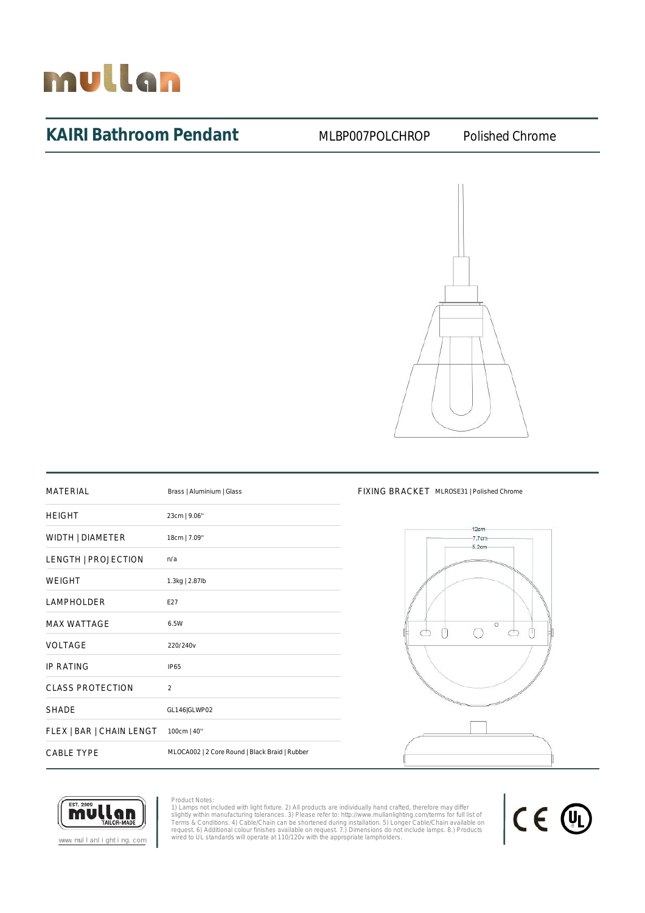# KAIRI Bathroom Pendant

MLBP007POLCHROP Polished Chrome

| MATERIAL | Brass \| Aluminium \| Glass |
|---|---|
| HEIGHT | 23cm \| 9.06" |
| WIDTH \| DIAMETER | 18cm \| 7.09" |
| LENGTH \| PROJECTION | n/a |
| WEIGHT | 1.3kg \| 2.87lb |
| LAMPHOLDER | E27 |
| MAX WATTAGE | 6.5W |
| VOLTAGE | 220/240v |
| IP RATING | IP65 |
| CLASS PROTECTION | 2 |
| SHADE | GL146\|GLWP02 |
| FLEX \| BAR \| CHAIN LENGT | 100cm \| 40" |
| CABLE TYPE | MLOCA002 \| 2 Core Round \| Black Braid \| Rubber |

FIXING BRACKET MLROSE31 | Polished Chrome

12cm
7.7cm
5.2cm

www.mullanlighting.com

Product Notes:
1) Lamps not included with light fixture. 2) All products are individually hand crafted, therefore may differ slightly within manufacturing tolerances. 3) Please refer to: http://www.mullanlighting.com/terms for full list of Terms & Conditions. 4) Cable/Chain can be shortened during installation. 5) Longer Cable/Chain available on request. 6) Additional colour finishes available on request. 7.) Dimensions do not include lamps. 8.) Products wired to UL standards will operate at 110/120v with the appropriate lampholders.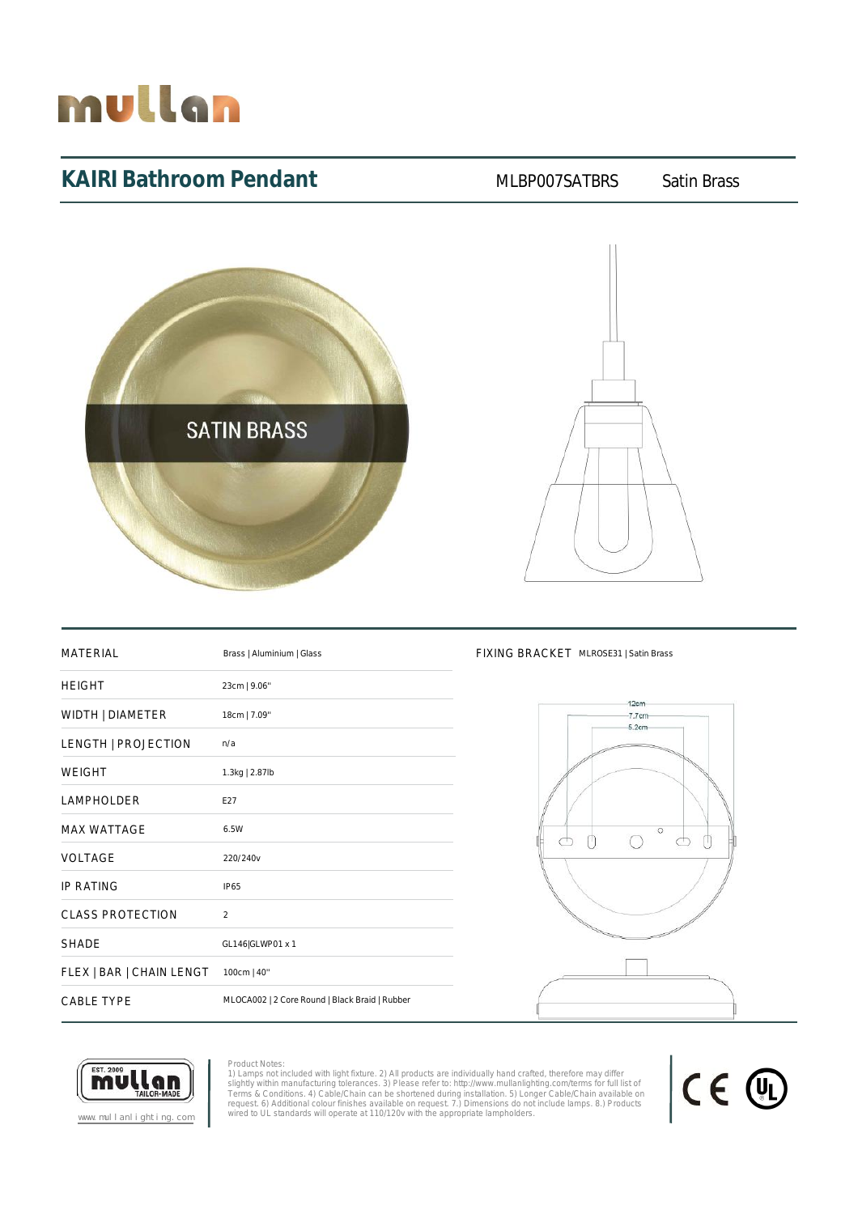# KAIRI Bathroom Pendant

MLBP007SATBRS Satin Brass

SATIN BRASS

| MATERIAL | Brass \| Aluminium \| Glass |
|---|---|
| HEIGHT | 23cm \| 9.06" |
| WIDTH \| DIAMETER | 18cm \| 7.09" |
| LENGTH \| PROJECTION | n/a |
| WEIGHT | 1.3kg \| 2.87lb |
| LAMPHOLDER | E27 |
| MAX WATTAGE | 6.5W |
| VOLTAGE | 220/240v |
| IP RATING | IP65 |
| CLASS PROTECTION | 2 |
| SHADE | GL146\|GLWP01 x 1 |
| FLEX \| BAR \| CHAIN LENGT | 100cm \| 40" |
| CABLE TYPE | MLOCA002 \| 2 Core Round \| Black Braid \| Rubber |

FIXING BRACKET MLROSE31 | Satin Brass

12cm
7.7cm
5.2cm

EST. 2009 mullan TAILOR-MADE

www.mullanlighting.com

Product Notes:
1) Lamps not included with light fixture. 2) All products are individually hand crafted, therefore may differ slightly within manufacturing tolerances. 3) Please refer to: http://www.mullanlighting.com/terms for full list of Terms & Conditions. 4) Cable/Chain can be shortened during installation. 5) Longer Cable/Chain available on request. 6) Additional colour finishes available on request. 7.) Dimensions do not include lamps. 8.) Products wired to UL standards will operate at 110/120v with the appropriate lampholders.

CE UL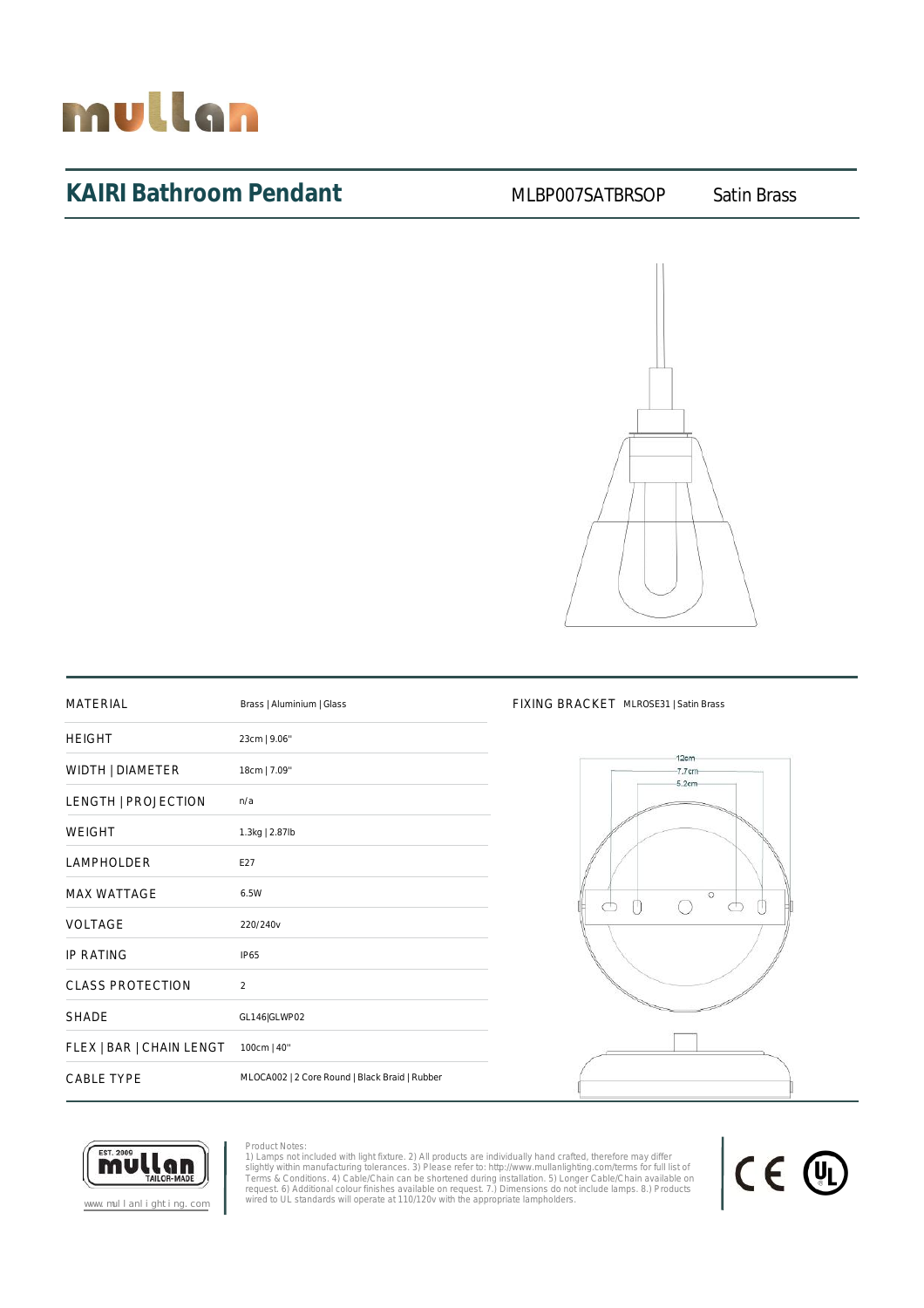# KAIRI Bathroom Pendant

MLBP007SATBRSOP Satin Brass

| | |
|---|---|
| MATERIAL | Brass \| Aluminium \| Glass |
| HEIGHT | 23cm \| 9.06" |
| WIDTH \| DIAMETER | 18cm \| 7.09" |
| LENGTH \| PROJECTION | n/a |
| WEIGHT | 1.3kg \| 2.87lb |
| LAMPHOLDER | E27 |
| MAX WATTAGE | 6.5W |
| VOLTAGE | 220/240v |
| IP RATING | IP65 |
| CLASS PROTECTION | 2 |
| SHADE | GL146\|GLWP02 |
| FLEX \| BAR \| CHAIN LENGT | 100cm \| 40" |
| CABLE TYPE | MLOCA002 \| 2 Core Round \| Black Braid \| Rubber |

FIXING BRACKET MLROSE31 | Satin Brass

12cm
7.7cm
5.2cm

Product Notes:
1) Lamps not included with light fixture. 2) All products are individually hand crafted, therefore may differ slightly within manufacturing tolerances. 3) Please refer to: http://www.mullanlighting.com/terms for full list of Terms & Conditions. 4) Cable/Chain can be shortened during installation. 5) Longer Cable/Chain available on request. 6) Additional colour finishes available on request. 7.) Dimensions do not include lamps. 8.) Products wired to UL standards will operate at 110/120v with the appropriate lampholders.

www.mullanlighting.com